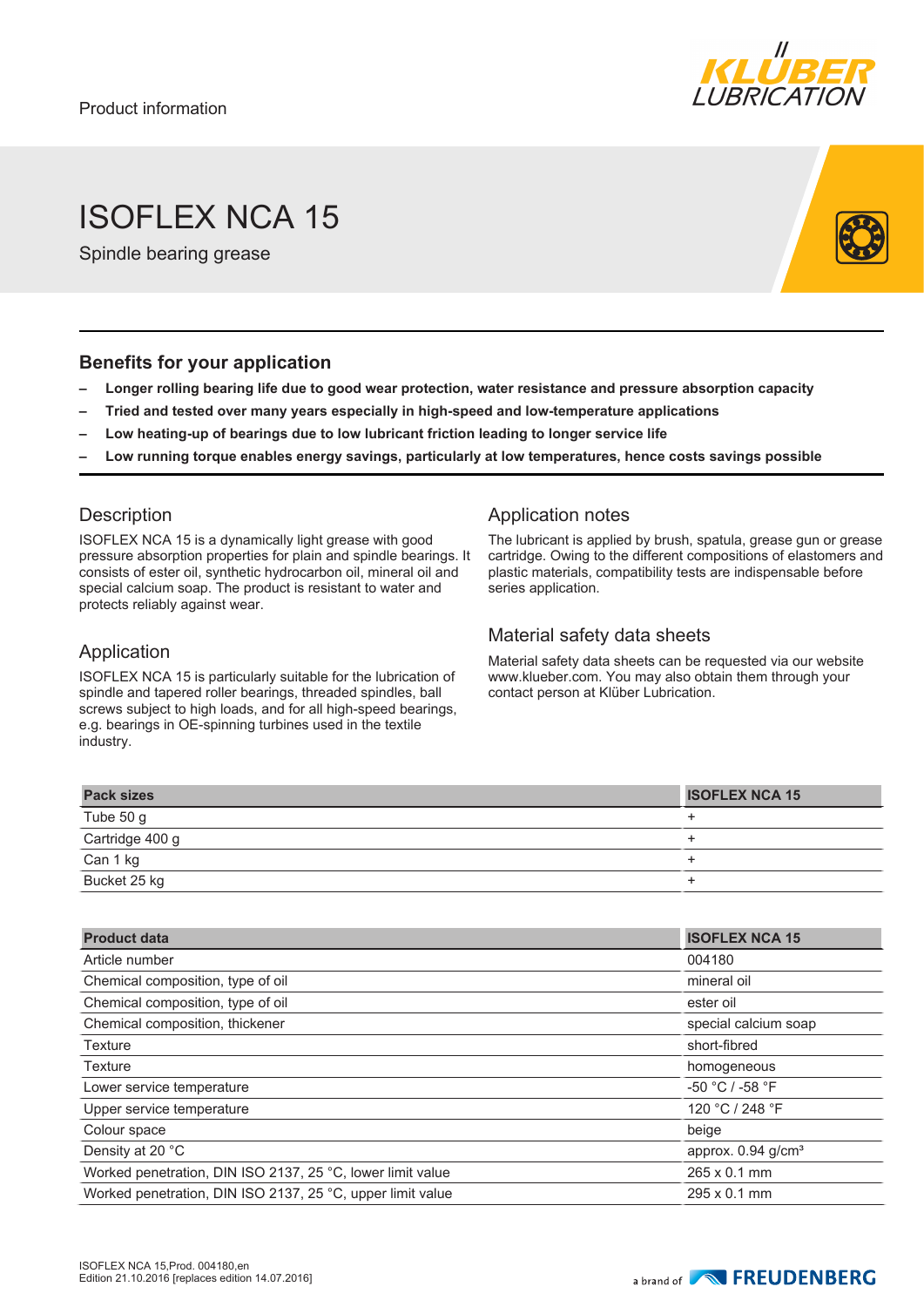Product information

# ISOFLEX NCA 15

Spindle bearing grease

## Benefits for your application

- **Longer rolling bearing life due to good wear protection, water resistance and pressure absorption capacity**
- **Tried and tested over many years especially in high-speed and low-temperature applications**
- **Low heating-up of bearings due to low lubricant friction leading to longer service life**
- **Low running torque enables energy savings, particularly at low temperatures, hence costs savings possible**

## Description

ISOFLEX NCA 15 is a dynamically light grease with good pressure absorption properties for plain and spindle bearings. It consists of ester oil, synthetic hydrocarbon oil, mineral oil and special calcium soap. The product is resistant to water and protects reliably against wear.

## Application

ISOFLEX NCA 15 is particularly suitable for the lubrication of spindle and tapered roller bearings, threaded spindles, ball screws subject to high loads, and for all high-speed bearings, e.g. bearings in OE-spinning turbines used in the textile industry.

## Application notes

The lubricant is applied by brush, spatula, grease gun or grease cartridge. Owing to the different compositions of elastomers and plastic materials, compatibility tests are indispensable before series application.

## Material safety data sheets

Material safety data sheets can be requested via our website www.klueber.com. You may also obtain them through your contact person at Klüber Lubrication.

| Pack sizes | ISOFLEX NCA 15 |
|---|---|
| Tube 50 g | + |
| Cartridge 400 g | + |
| Can 1 kg | + |
| Bucket 25 kg | + |

| Product data | ISOFLEX NCA 15 |
|---|---|
| Article number | 004180 |
| Chemical composition, type of oil | mineral oil |
| Chemical composition, type of oil | ester oil |
| Chemical composition, thickener | special calcium soap |
| Texture | short-fibred |
| Texture | homogeneous |
| Lower service temperature | -50 °C / -58 °F |
| Upper service temperature | 120 °C / 248 °F |
| Colour space | beige |
| Density at 20 °C | approx. 0.94 g/cm³ |
| Worked penetration, DIN ISO 2137, 25 °C, lower limit value | 265 x 0.1 mm |
| Worked penetration, DIN ISO 2137, 25 °C, upper limit value | 295 x 0.1 mm |

ISOFLEX NCA 15,Prod. 004180,en
Edition 21.10.2016 [replaces edition 14.07.2016]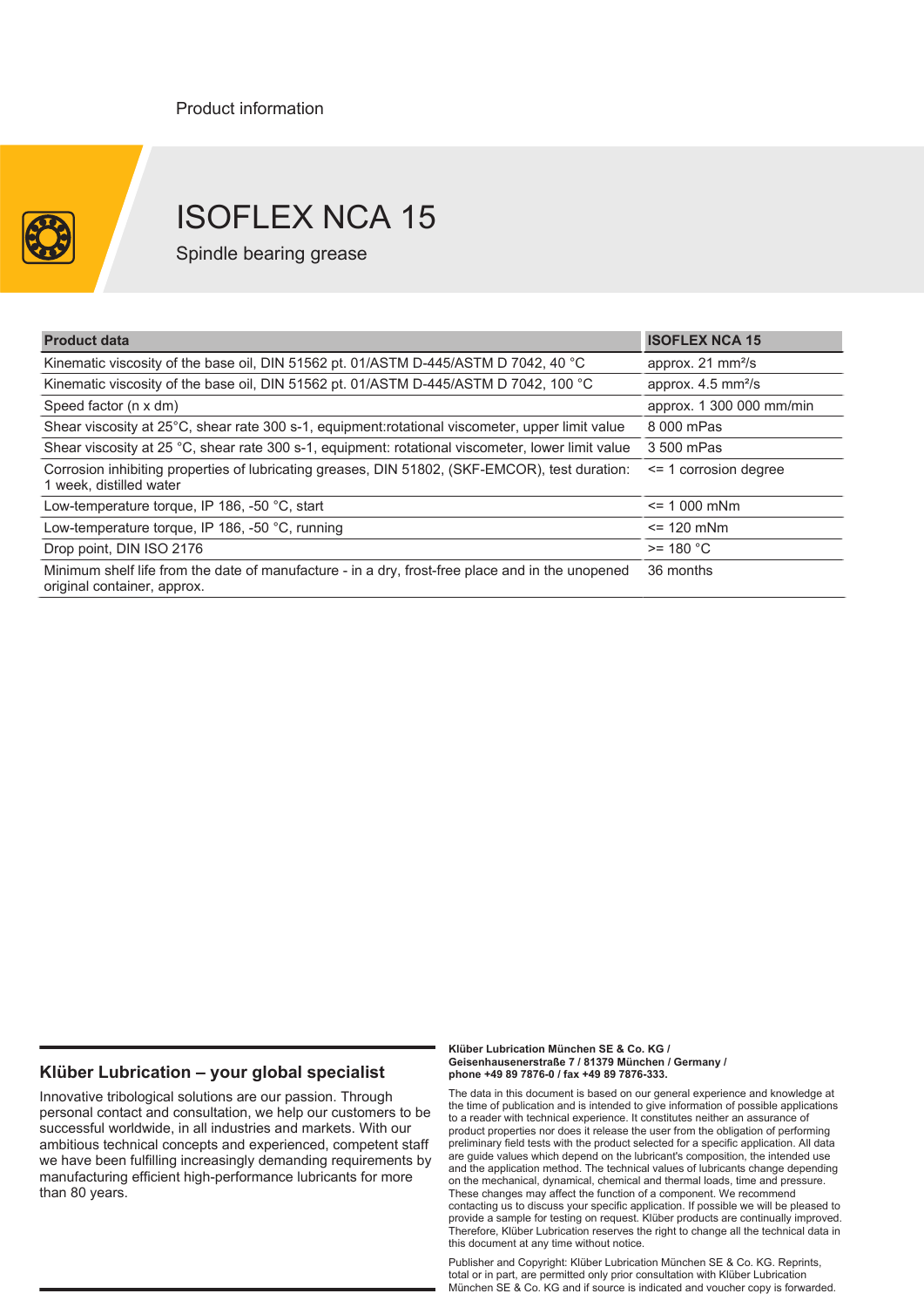Product information

# ISOFLEX NCA 15

Spindle bearing grease

| Product data | ISOFLEX NCA 15 |
|---|---|
| Kinematic viscosity of the base oil, DIN 51562 pt. 01/ASTM D-445/ASTM D 7042, 40 °C | approx. 21 mm²/s |
| Kinematic viscosity of the base oil, DIN 51562 pt. 01/ASTM D-445/ASTM D 7042, 100 °C | approx. 4.5 mm²/s |
| Speed factor (n x dm) | approx. 1 300 000 mm/min |
| Shear viscosity at 25°C, shear rate 300 s-1, equipment:rotational viscometer, upper limit value | 8 000 mPas |
| Shear viscosity at 25 °C, shear rate 300 s-1, equipment: rotational viscometer, lower limit value | 3 500 mPas |
| Corrosion inhibiting properties of lubricating greases, DIN 51802, (SKF-EMCOR), test duration: 1 week, distilled water | <= 1 corrosion degree |
| Low-temperature torque, IP 186, -50 °C, start | <= 1 000 mNm |
| Low-temperature torque, IP 186, -50 °C, running | <= 120 mNm |
| Drop point, DIN ISO 2176 | >= 180 °C |
| Minimum shelf life from the date of manufacture - in a dry, frost-free place and in the unopened original container, approx. | 36 months |

## Klüber Lubrication – your global specialist

Innovative tribological solutions are our passion. Through personal contact and consultation, we help our customers to be successful worldwide, in all industries and markets. With our ambitious technical concepts and experienced, competent staff we have been fulfilling increasingly demanding requirements by manufacturing efficient high-performance lubricants for more than 80 years.

**Klüber Lubrication München SE & Co. KG / Geisenhausenerstraße 7 / 81379 München / Germany / phone +49 89 7876-0 / fax +49 89 7876-333.**

The data in this document is based on our general experience and knowledge at the time of publication and is intended to give information of possible applications to a reader with technical experience. It constitutes neither an assurance of product properties nor does it release the user from the obligation of performing preliminary field tests with the product selected for a specific application. All data are guide values which depend on the lubricant's composition, the intended use and the application method. The technical values of lubricants change depending on the mechanical, dynamical, chemical and thermal loads, time and pressure. These changes may affect the function of a component. We recommend contacting us to discuss your specific application. If possible we will be pleased to provide a sample for testing on request. Klüber products are continually improved. Therefore, Klüber Lubrication reserves the right to change all the technical data in this document at any time without notice.

Publisher and Copyright: Klüber Lubrication München SE & Co. KG. Reprints, total or in part, are permitted only prior consultation with Klüber Lubrication München SE & Co. KG and if source is indicated and voucher copy is forwarded.